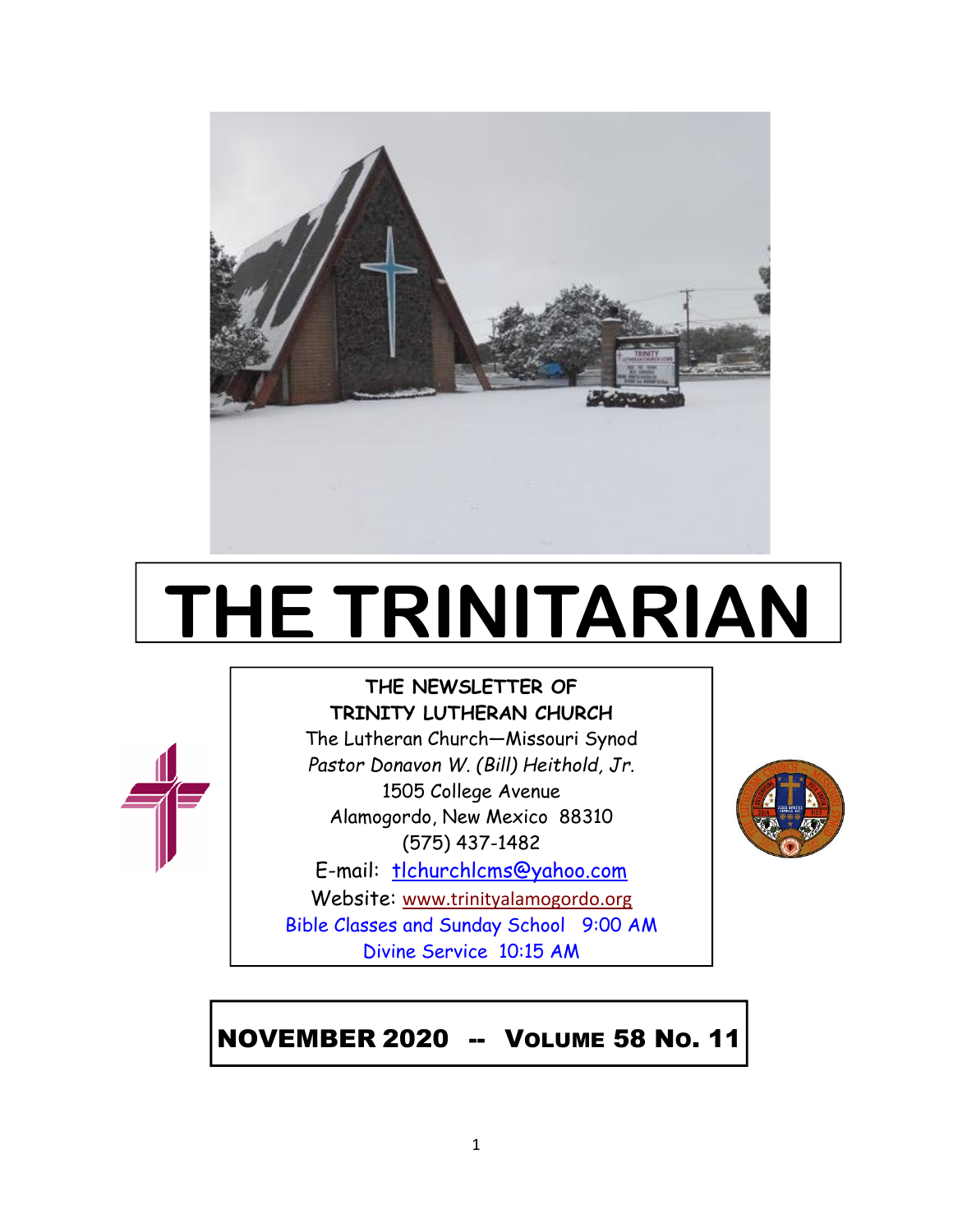# THE TRINITARIAN

**THE NEWSLETTER OF**
**TRINITY LUTHERAN CHURCH**
The Lutheran Church—Missouri Synod
*Pastor Donavon W. (Bill) Heithold, Jr.*
1505 College Avenue
Alamogordo, New Mexico 88310
(575) 437-1482
E-mail: tlchurchlcms@yahoo.com
Website: www.trinityalamogordo.org
Bible Classes and Sunday School 9:00 AM
Divine Service 10:15 AM

## NOVEMBER 2020 -- VOLUME 58 NO. 11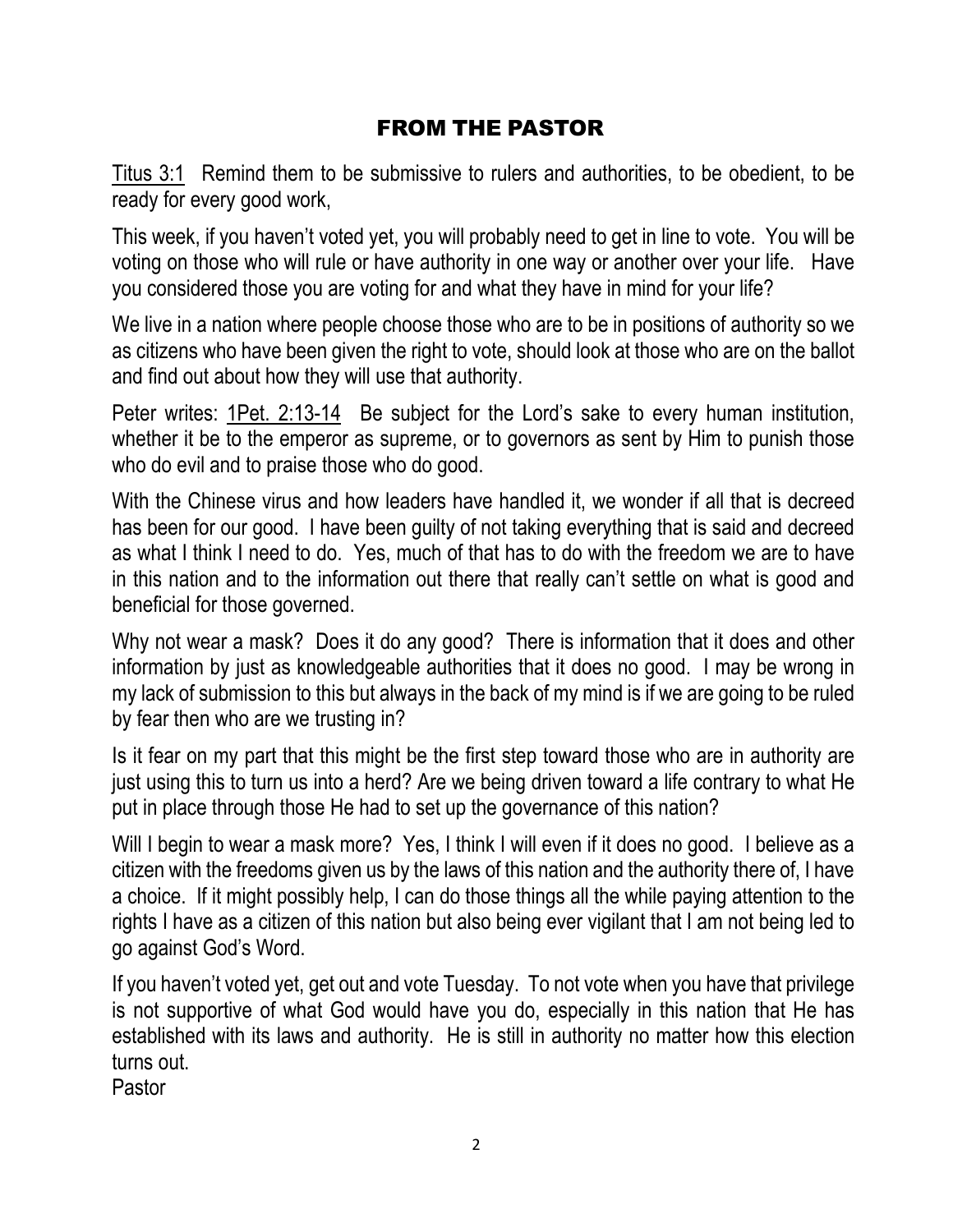# FROM THE PASTOR

Titus 3:1 Remind them to be submissive to rulers and authorities, to be obedient, to be ready for every good work,

This week, if you haven't voted yet, you will probably need to get in line to vote. You will be voting on those who will rule or have authority in one way or another over your life. Have you considered those you are voting for and what they have in mind for your life?

We live in a nation where people choose those who are to be in positions of authority so we as citizens who have been given the right to vote, should look at those who are on the ballot and find out about how they will use that authority.

Peter writes: 1Pet. 2:13-14 Be subject for the Lord's sake to every human institution, whether it be to the emperor as supreme, or to governors as sent by Him to punish those who do evil and to praise those who do good.

With the Chinese virus and how leaders have handled it, we wonder if all that is decreed has been for our good. I have been guilty of not taking everything that is said and decreed as what I think I need to do. Yes, much of that has to do with the freedom we are to have in this nation and to the information out there that really can't settle on what is good and beneficial for those governed.

Why not wear a mask? Does it do any good? There is information that it does and other information by just as knowledgeable authorities that it does no good. I may be wrong in my lack of submission to this but always in the back of my mind is if we are going to be ruled by fear then who are we trusting in?

Is it fear on my part that this might be the first step toward those who are in authority are just using this to turn us into a herd? Are we being driven toward a life contrary to what He put in place through those He had to set up the governance of this nation?

Will I begin to wear a mask more? Yes, I think I will even if it does no good. I believe as a citizen with the freedoms given us by the laws of this nation and the authority there of, I have a choice. If it might possibly help, I can do those things all the while paying attention to the rights I have as a citizen of this nation but also being ever vigilant that I am not being led to go against God's Word.

If you haven't voted yet, get out and vote Tuesday. To not vote when you have that privilege is not supportive of what God would have you do, especially in this nation that He has established with its laws and authority. He is still in authority no matter how this election turns out.

Pastor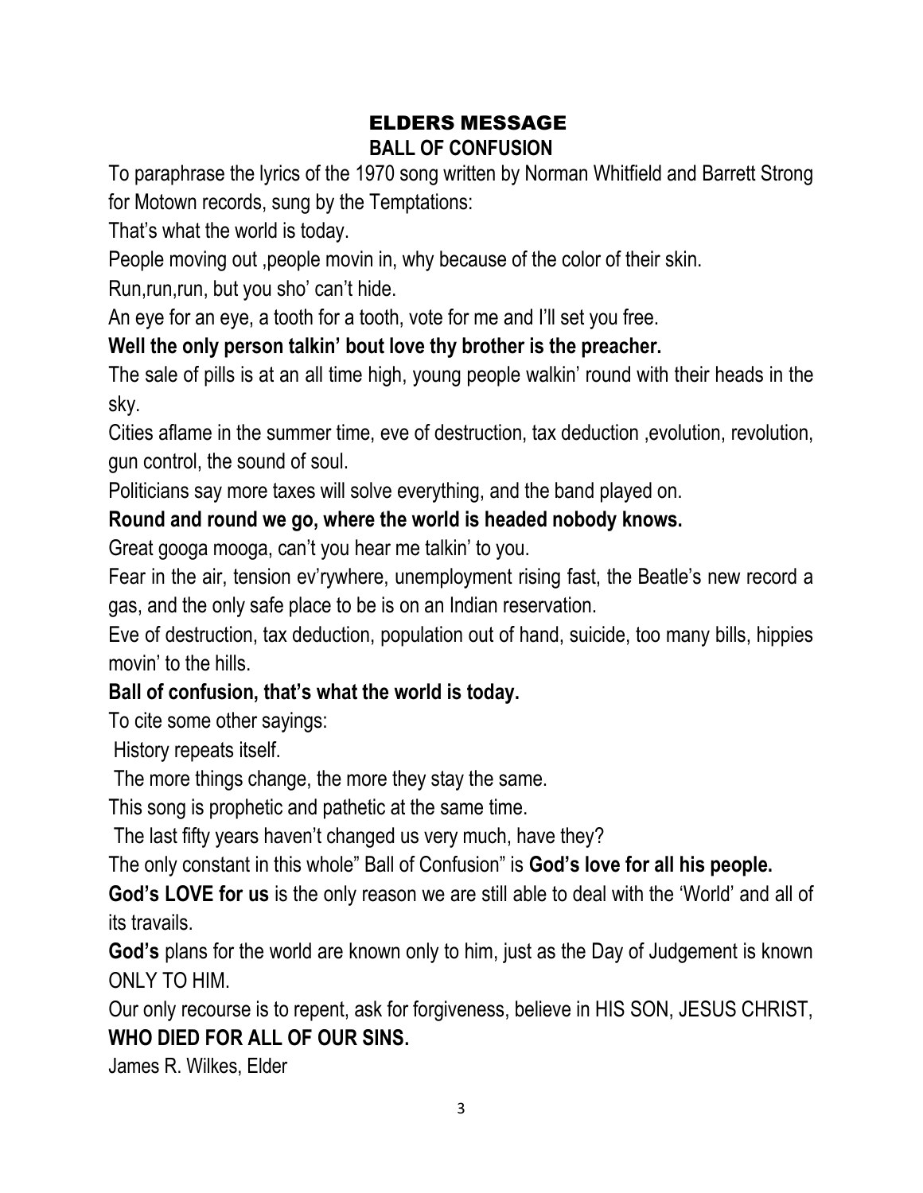# ELDERS MESSAGE

## BALL OF CONFUSION

To paraphrase the lyrics of the 1970 song written by Norman Whitfield and Barrett Strong for Motown records, sung by the Temptations:

That's what the world is today.

People moving out ,people movin in, why because of the color of their skin.

Run,run,run, but you sho' can't hide.

An eye for an eye, a tooth for a tooth, vote for me and I'll set you free.

**Well the only person talkin' bout love thy brother is the preacher.**

The sale of pills is at an all time high, young people walkin' round with their heads in the sky.

Cities aflame in the summer time, eve of destruction, tax deduction ,evolution, revolution, gun control, the sound of soul.

Politicians say more taxes will solve everything, and the band played on.

**Round and round we go, where the world is headed nobody knows.**

Great googa mooga, can't you hear me talkin' to you.

Fear in the air, tension ev'rywhere, unemployment rising fast, the Beatle's new record a gas, and the only safe place to be is on an Indian reservation.

Eve of destruction, tax deduction, population out of hand, suicide, too many bills, hippies movin' to the hills.

**Ball of confusion, that's what the world is today.**

To cite some other sayings:

History repeats itself.

The more things change, the more they stay the same.

This song is prophetic and pathetic at the same time.

The last fifty years haven't changed us very much, have they?

The only constant in this whole" Ball of Confusion" is **God's love for all his people.**

**God's LOVE for us** is the only reason we are still able to deal with the 'World' and all of its travails.

**God's** plans for the world are known only to him, just as the Day of Judgement is known ONLY TO HIM.

Our only recourse is to repent, ask for forgiveness, believe in HIS SON, JESUS CHRIST, **WHO DIED FOR ALL OF OUR SINS.**

James R. Wilkes, Elder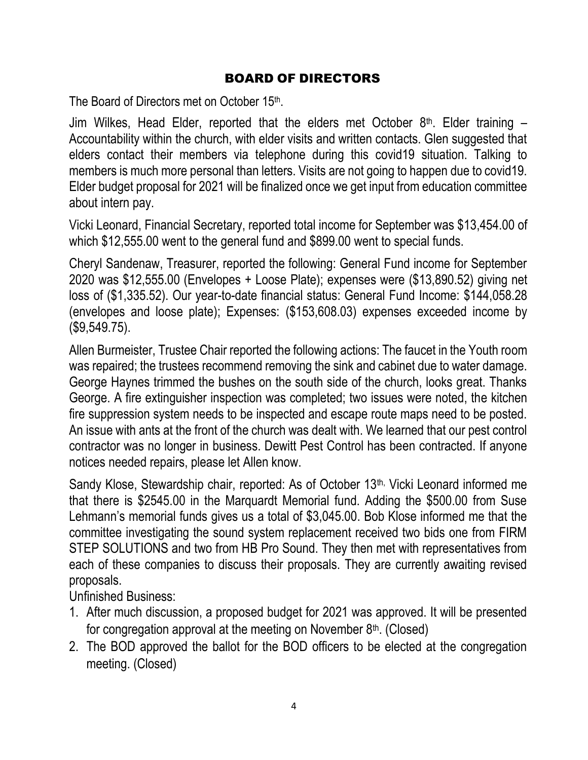## BOARD OF DIRECTORS

The Board of Directors met on October 15th.

Jim Wilkes, Head Elder, reported that the elders met October 8th. Elder training – Accountability within the church, with elder visits and written contacts. Glen suggested that elders contact their members via telephone during this covid19 situation. Talking to members is much more personal than letters. Visits are not going to happen due to covid19. Elder budget proposal for 2021 will be finalized once we get input from education committee about intern pay.

Vicki Leonard, Financial Secretary, reported total income for September was $13,454.00 of which $12,555.00 went to the general fund and $899.00 went to special funds.

Cheryl Sandenaw, Treasurer, reported the following: General Fund income for September 2020 was $12,555.00 (Envelopes + Loose Plate); expenses were ($13,890.52) giving net loss of ($1,335.52). Our year-to-date financial status: General Fund Income: $144,058.28 (envelopes and loose plate); Expenses: ($153,608.03) expenses exceeded income by ($9,549.75).

Allen Burmeister, Trustee Chair reported the following actions: The faucet in the Youth room was repaired; the trustees recommend removing the sink and cabinet due to water damage. George Haynes trimmed the bushes on the south side of the church, looks great. Thanks George. A fire extinguisher inspection was completed; two issues were noted, the kitchen fire suppression system needs to be inspected and escape route maps need to be posted. An issue with ants at the front of the church was dealt with. We learned that our pest control contractor was no longer in business. Dewitt Pest Control has been contracted. If anyone notices needed repairs, please let Allen know.

Sandy Klose, Stewardship chair, reported: As of October 13th, Vicki Leonard informed me that there is $2545.00 in the Marquardt Memorial fund. Adding the $500.00 from Suse Lehmann's memorial funds gives us a total of $3,045.00. Bob Klose informed me that the committee investigating the sound system replacement received two bids one from FIRM STEP SOLUTIONS and two from HB Pro Sound. They then met with representatives from each of these companies to discuss their proposals. They are currently awaiting revised proposals.

Unfinished Business:

1. After much discussion, a proposed budget for 2021 was approved. It will be presented for congregation approval at the meeting on November 8th. (Closed)
2. The BOD approved the ballot for the BOD officers to be elected at the congregation meeting. (Closed)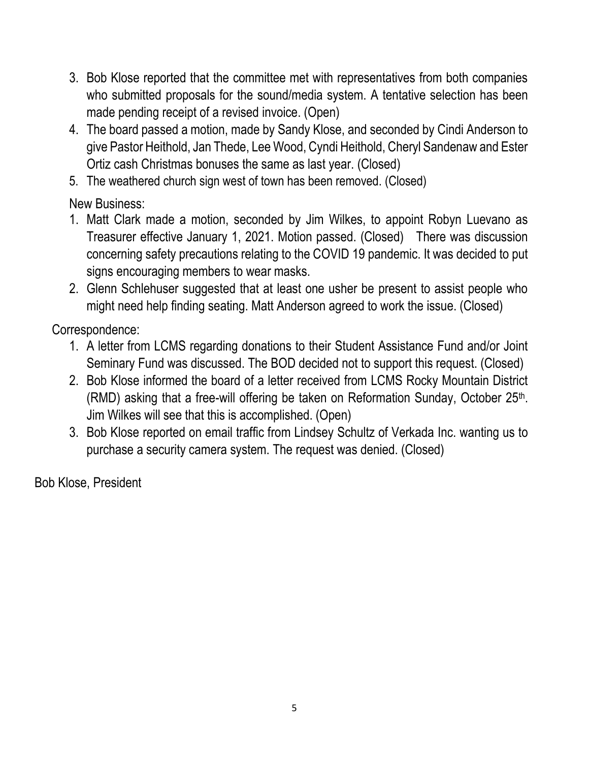3. Bob Klose reported that the committee met with representatives from both companies who submitted proposals for the sound/media system. A tentative selection has been made pending receipt of a revised invoice. (Open)
4. The board passed a motion, made by Sandy Klose, and seconded by Cindi Anderson to give Pastor Heithold, Jan Thede, Lee Wood, Cyndi Heithold, Cheryl Sandenaw and Ester Ortiz cash Christmas bonuses the same as last year. (Closed)
5. The weathered church sign west of town has been removed. (Closed)

New Business:

1. Matt Clark made a motion, seconded by Jim Wilkes, to appoint Robyn Luevano as Treasurer effective January 1, 2021. Motion passed. (Closed) There was discussion concerning safety precautions relating to the COVID 19 pandemic. It was decided to put signs encouraging members to wear masks.
2. Glenn Schlehuser suggested that at least one usher be present to assist people who might need help finding seating. Matt Anderson agreed to work the issue. (Closed)

Correspondence:

1. A letter from LCMS regarding donations to their Student Assistance Fund and/or Joint Seminary Fund was discussed. The BOD decided not to support this request. (Closed)
2. Bob Klose informed the board of a letter received from LCMS Rocky Mountain District (RMD) asking that a free-will offering be taken on Reformation Sunday, October 25th. Jim Wilkes will see that this is accomplished. (Open)
3. Bob Klose reported on email traffic from Lindsey Schultz of Verkada Inc. wanting us to purchase a security camera system. The request was denied. (Closed)

Bob Klose, President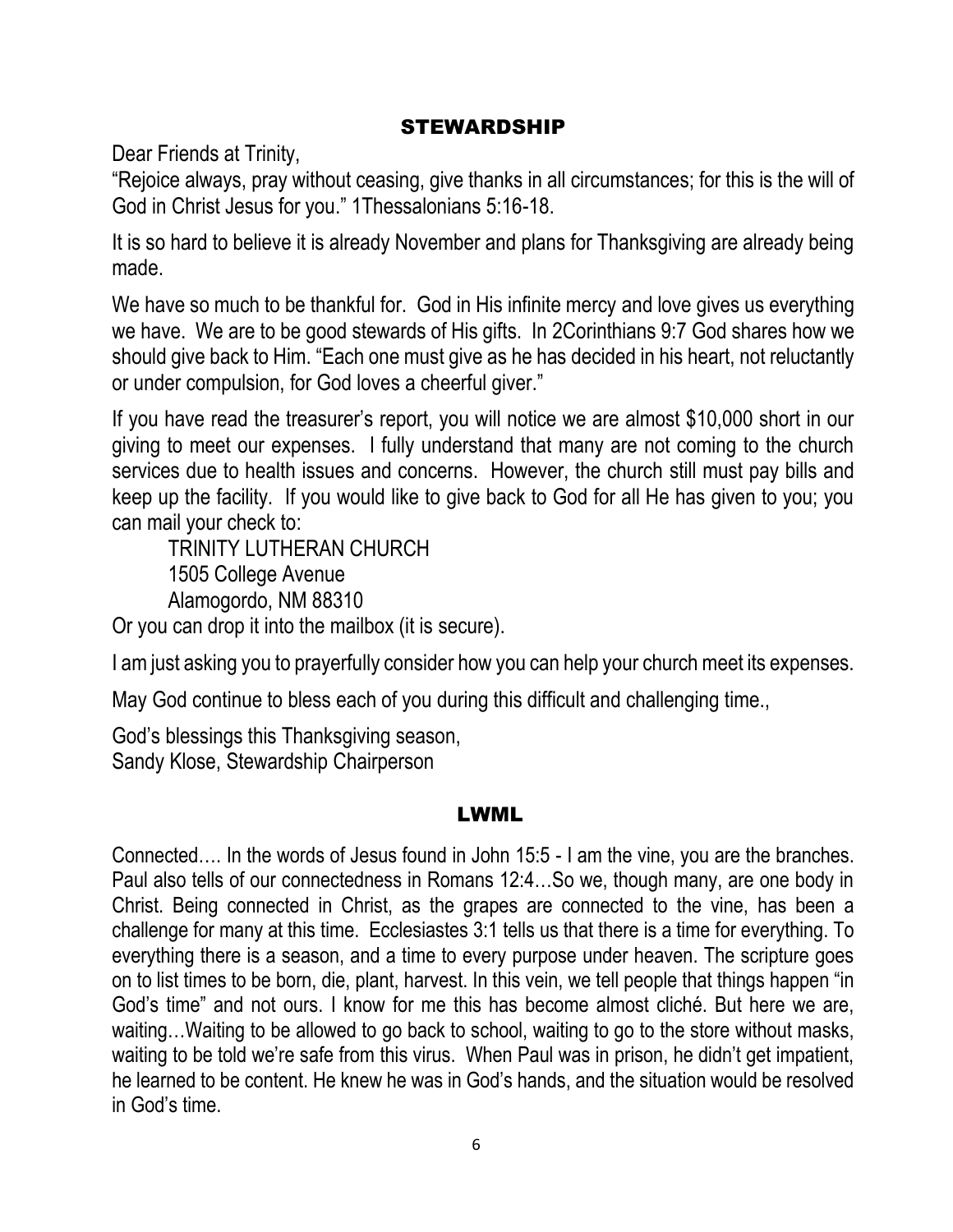## STEWARDSHIP

Dear Friends at Trinity,

"Rejoice always, pray without ceasing, give thanks in all circumstances; for this is the will of God in Christ Jesus for you." 1Thessalonians 5:16-18.

It is so hard to believe it is already November and plans for Thanksgiving are already being made.

We have so much to be thankful for. God in His infinite mercy and love gives us everything we have. We are to be good stewards of His gifts. In 2Corinthians 9:7 God shares how we should give back to Him. "Each one must give as he has decided in his heart, not reluctantly or under compulsion, for God loves a cheerful giver."

If you have read the treasurer's report, you will notice we are almost $10,000 short in our giving to meet our expenses. I fully understand that many are not coming to the church services due to health issues and concerns. However, the church still must pay bills and keep up the facility. If you would like to give back to God for all He has given to you; you can mail your check to:

TRINITY LUTHERAN CHURCH
1505 College Avenue
Alamogordo, NM 88310

Or you can drop it into the mailbox (it is secure).

I am just asking you to prayerfully consider how you can help your church meet its expenses.

May God continue to bless each of you during this difficult and challenging time.,

God's blessings this Thanksgiving season,
Sandy Klose, Stewardship Chairperson

## LWML

Connected…. In the words of Jesus found in John 15:5 - I am the vine, you are the branches. Paul also tells of our connectedness in Romans 12:4…So we, though many, are one body in Christ. Being connected in Christ, as the grapes are connected to the vine, has been a challenge for many at this time. Ecclesiastes 3:1 tells us that there is a time for everything. To everything there is a season, and a time to every purpose under heaven. The scripture goes on to list times to be born, die, plant, harvest. In this vein, we tell people that things happen "in God's time" and not ours. I know for me this has become almost cliché. But here we are, waiting…Waiting to be allowed to go back to school, waiting to go to the store without masks, waiting to be told we're safe from this virus. When Paul was in prison, he didn't get impatient, he learned to be content. He knew he was in God's hands, and the situation would be resolved in God's time.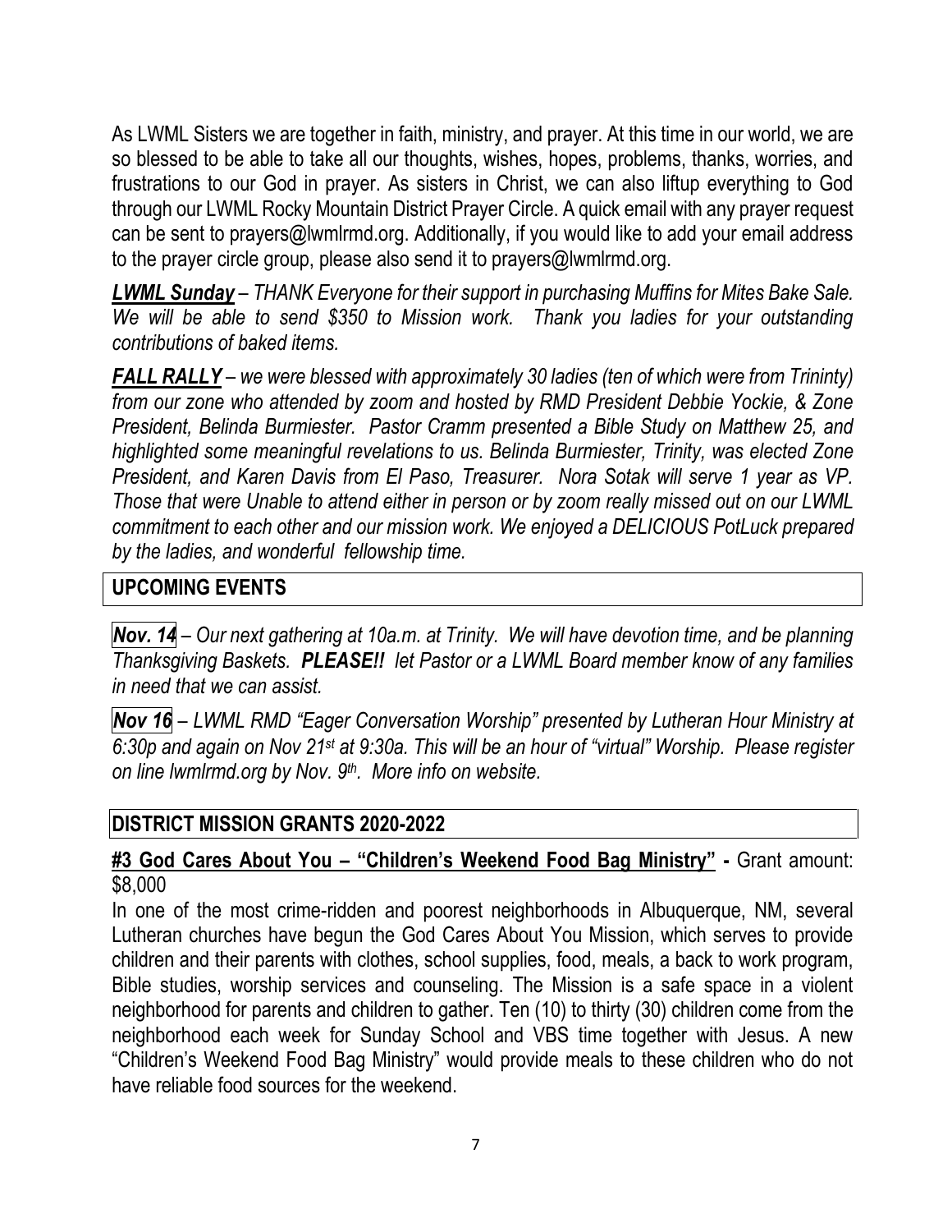As LWML Sisters we are together in faith, ministry, and prayer. At this time in our world, we are so blessed to be able to take all our thoughts, wishes, hopes, problems, thanks, worries, and frustrations to our God in prayer. As sisters in Christ, we can also liftup everything to God through our LWML Rocky Mountain District Prayer Circle. A quick email with any prayer request can be sent to prayers@lwmlrmd.org. Additionally, if you would like to add your email address to the prayer circle group, please also send it to prayers@lwmlrmd.org.

***LWML Sunday*** *– THANK Everyone for their support in purchasing Muffins for Mites Bake Sale. We will be able to send $350 to Mission work. Thank you ladies for your outstanding contributions of baked items.*

***FALL RALLY*** *– we were blessed with approximately 30 ladies (ten of which were from Trininty) from our zone who attended by zoom and hosted by RMD President Debbie Yockie, & Zone President, Belinda Burmiester. Pastor Cramm presented a Bible Study on Matthew 25, and highlighted some meaningful revelations to us. Belinda Burmiester, Trinity, was elected Zone President, and Karen Davis from El Paso, Treasurer. Nora Sotak will serve 1 year as VP. Those that were Unable to attend either in person or by zoom really missed out on our LWML commitment to each other and our mission work. We enjoyed a DELICIOUS PotLuck prepared by the ladies, and wonderful fellowship time.*

## UPCOMING EVENTS

***Nov. 14*** *– Our next gathering at 10a.m. at Trinity. We will have devotion time, and be planning Thanksgiving Baskets.* ***PLEASE!!*** *let Pastor or a LWML Board member know of any families in need that we can assist.*

***Nov 16*** *– LWML RMD "Eager Conversation Worship" presented by Lutheran Hour Ministry at 6:30p and again on Nov 21st at 9:30a. This will be an hour of "virtual" Worship. Please register on line lwmlrmd.org by Nov. 9th. More info on website.*

## DISTRICT MISSION GRANTS 2020-2022

**#3 God Cares About You – "Children's Weekend Food Bag Ministry" -** Grant amount: $8,000

In one of the most crime-ridden and poorest neighborhoods in Albuquerque, NM, several Lutheran churches have begun the God Cares About You Mission, which serves to provide children and their parents with clothes, school supplies, food, meals, a back to work program, Bible studies, worship services and counseling. The Mission is a safe space in a violent neighborhood for parents and children to gather. Ten (10) to thirty (30) children come from the neighborhood each week for Sunday School and VBS time together with Jesus. A new "Children's Weekend Food Bag Ministry" would provide meals to these children who do not have reliable food sources for the weekend.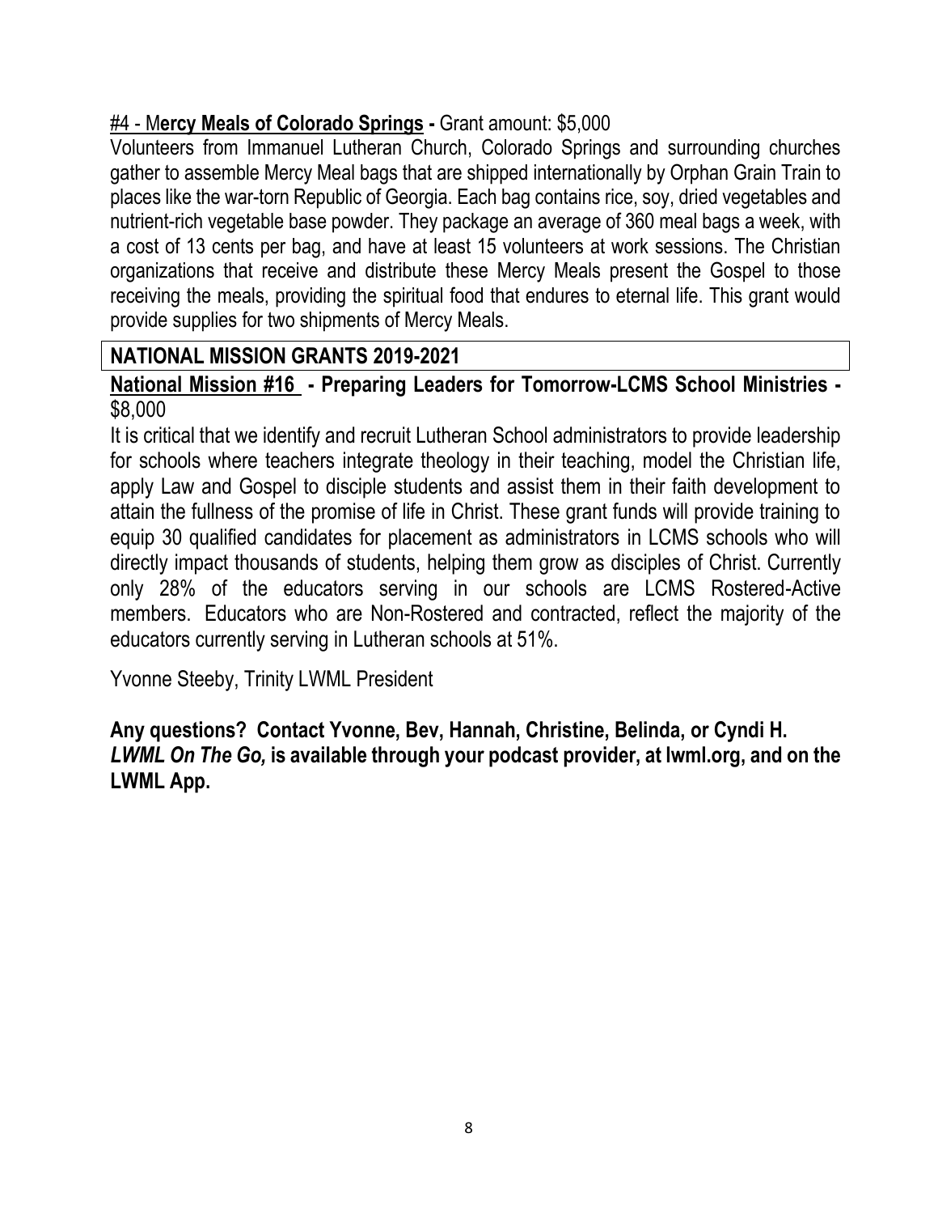#4 - **Mercy Meals of Colorado Springs -** Grant amount: $5,000

Volunteers from Immanuel Lutheran Church, Colorado Springs and surrounding churches gather to assemble Mercy Meal bags that are shipped internationally by Orphan Grain Train to places like the war-torn Republic of Georgia. Each bag contains rice, soy, dried vegetables and nutrient-rich vegetable base powder. They package an average of 360 meal bags a week, with a cost of 13 cents per bag, and have at least 15 volunteers at work sessions. The Christian organizations that receive and distribute these Mercy Meals present the Gospel to those receiving the meals, providing the spiritual food that endures to eternal life. This grant would provide supplies for two shipments of Mercy Meals.

## NATIONAL MISSION GRANTS 2019-2021

**National Mission #16 - Preparing Leaders for Tomorrow-LCMS School Ministries -** $8,000

It is critical that we identify and recruit Lutheran School administrators to provide leadership for schools where teachers integrate theology in their teaching, model the Christian life, apply Law and Gospel to disciple students and assist them in their faith development to attain the fullness of the promise of life in Christ. These grant funds will provide training to equip 30 qualified candidates for placement as administrators in LCMS schools who will directly impact thousands of students, helping them grow as disciples of Christ. Currently only 28% of the educators serving in our schools are LCMS Rostered-Active members. Educators who are Non-Rostered and contracted, reflect the majority of the educators currently serving in Lutheran schools at 51%.

Yvonne Steeby, Trinity LWML President

**Any questions? Contact Yvonne, Bev, Hannah, Christine, Belinda, or Cyndi H.**
***LWML On The Go,* is available through your podcast provider, at lwml.org, and on the LWML App.**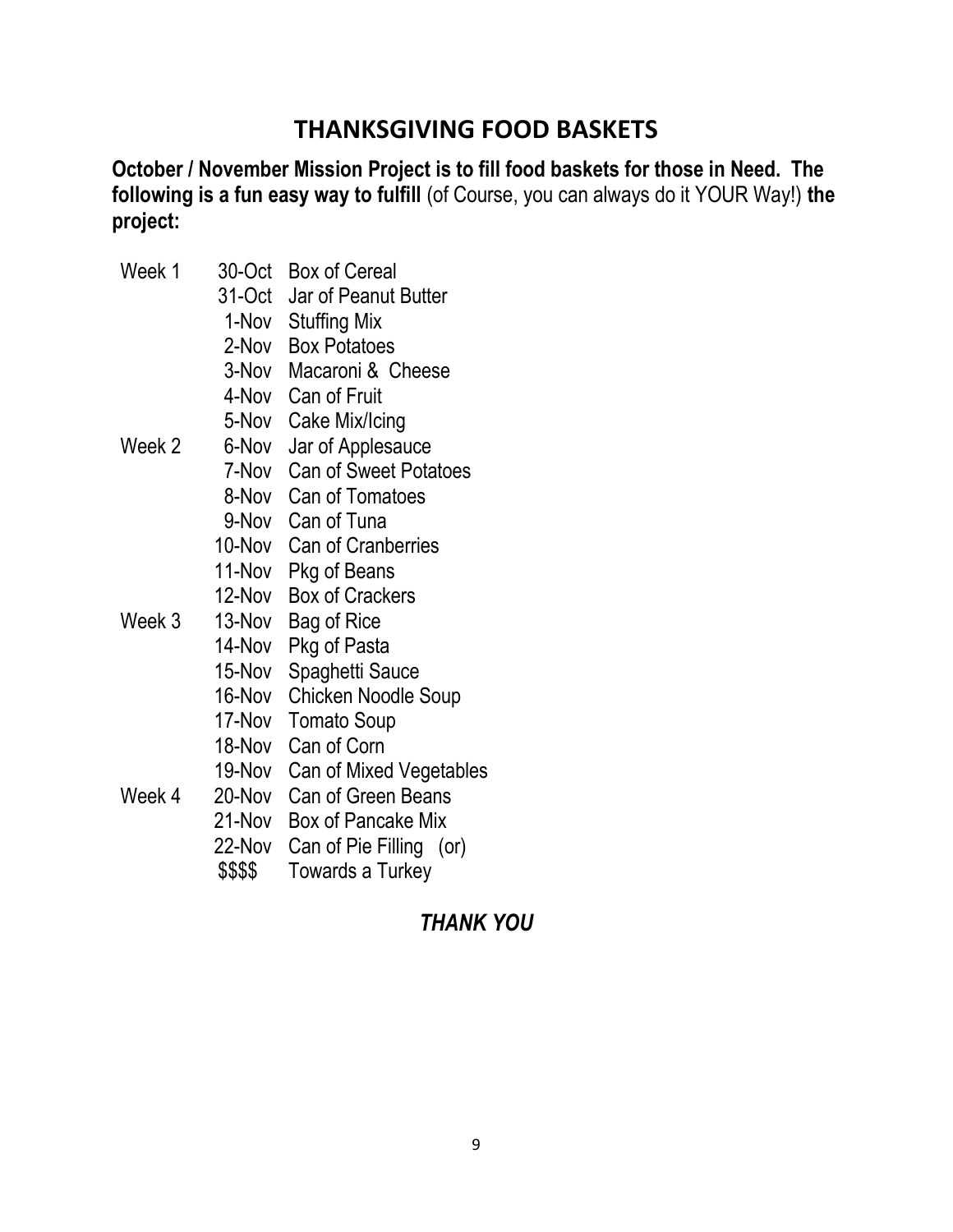# THANKSGIVING FOOD BASKETS

**October / November Mission Project is to fill food baskets for those in Need. The following is a fun easy way to fulfill** (of Course, you can always do it YOUR Way!) **the project:**

| | | |
|---|---|---|
| Week 1 | 30-Oct | Box of Cereal |
| | 31-Oct | Jar of Peanut Butter |
| | 1-Nov | Stuffing Mix |
| | 2-Nov | Box Potatoes |
| | 3-Nov | Macaroni & Cheese |
| | 4-Nov | Can of Fruit |
| | 5-Nov | Cake Mix/Icing |
| Week 2 | 6-Nov | Jar of Applesauce |
| | 7-Nov | Can of Sweet Potatoes |
| | 8-Nov | Can of Tomatoes |
| | 9-Nov | Can of Tuna |
| | 10-Nov | Can of Cranberries |
| | 11-Nov | Pkg of Beans |
| | 12-Nov | Box of Crackers |
| Week 3 | 13-Nov | Bag of Rice |
| | 14-Nov | Pkg of Pasta |
| | 15-Nov | Spaghetti Sauce |
| | 16-Nov | Chicken Noodle Soup |
| | 17-Nov | Tomato Soup |
| | 18-Nov | Can of Corn |
| | 19-Nov | Can of Mixed Vegetables |
| Week 4 | 20-Nov | Can of Green Beans |
| | 21-Nov | Box of Pancake Mix |
| | 22-Nov | Can of Pie Filling (or) |
| | $$$$ | Towards a Turkey |

***THANK YOU***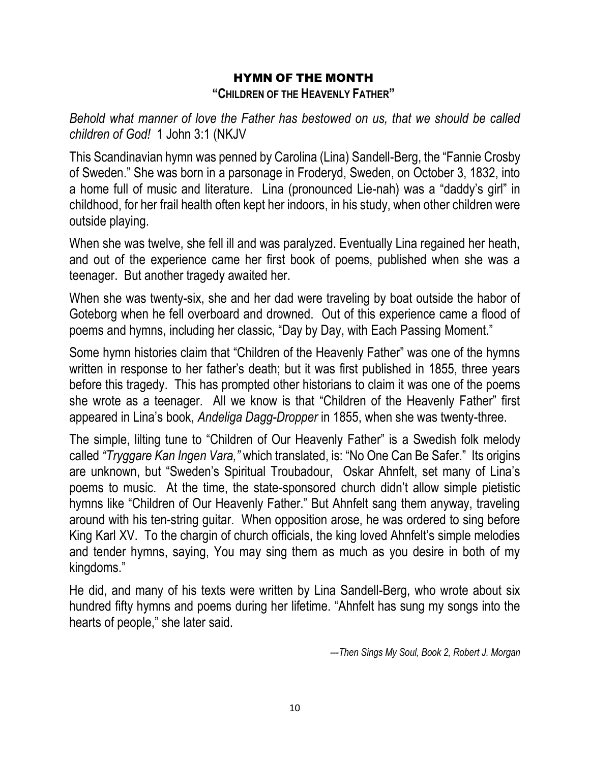# HYMN OF THE MONTH

## "CHILDREN OF THE HEAVENLY FATHER"

*Behold what manner of love the Father has bestowed on us, that we should be called children of God!* 1 John 3:1 (NKJV

This Scandinavian hymn was penned by Carolina (Lina) Sandell-Berg, the "Fannie Crosby of Sweden." She was born in a parsonage in Froderyd, Sweden, on October 3, 1832, into a home full of music and literature. Lina (pronounced Lie-nah) was a "daddy's girl" in childhood, for her frail health often kept her indoors, in his study, when other children were outside playing.

When she was twelve, she fell ill and was paralyzed. Eventually Lina regained her heath, and out of the experience came her first book of poems, published when she was a teenager. But another tragedy awaited her.

When she was twenty-six, she and her dad were traveling by boat outside the habor of Goteborg when he fell overboard and drowned. Out of this experience came a flood of poems and hymns, including her classic, "Day by Day, with Each Passing Moment."

Some hymn histories claim that "Children of the Heavenly Father" was one of the hymns written in response to her father's death; but it was first published in 1855, three years before this tragedy. This has prompted other historians to claim it was one of the poems she wrote as a teenager. All we know is that "Children of the Heavenly Father" first appeared in Lina's book, *Andeliga Dagg-Dropper* in 1855, when she was twenty-three.

The simple, lilting tune to "Children of Our Heavenly Father" is a Swedish folk melody called *"Tryggare Kan Ingen Vara,"* which translated, is: "No One Can Be Safer." Its origins are unknown, but "Sweden's Spiritual Troubadour, Oskar Ahnfelt, set many of Lina's poems to music. At the time, the state-sponsored church didn't allow simple pietistic hymns like "Children of Our Heavenly Father." But Ahnfelt sang them anyway, traveling around with his ten-string guitar. When opposition arose, he was ordered to sing before King Karl XV. To the chargin of church officials, the king loved Ahnfelt's simple melodies and tender hymns, saying, You may sing them as much as you desire in both of my kingdoms."

He did, and many of his texts were written by Lina Sandell-Berg, who wrote about six hundred fifty hymns and poems during her lifetime. "Ahnfelt has sung my songs into the hearts of people," she later said.

*---Then Sings My Soul, Book 2, Robert J. Morgan*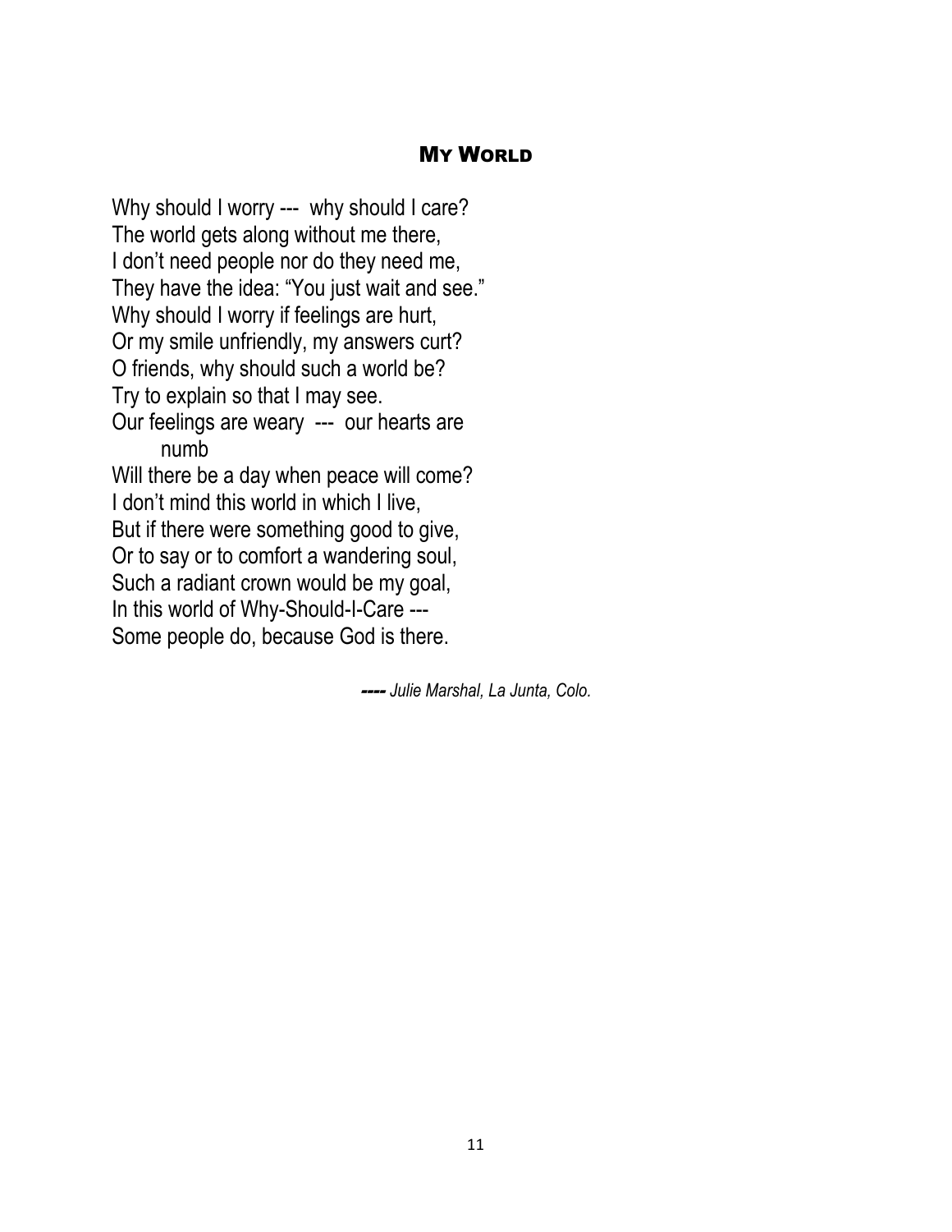## My World

Why should I worry --- why should I care?  
The world gets along without me there,  
I don't need people nor do they need me,  
They have the idea: "You just wait and see."  
Why should I worry if feelings are hurt,  
Or my smile unfriendly, my answers curt?  
O friends, why should such a world be?  
Try to explain so that I may see.  
Our feelings are weary --- our hearts are  
numb  
Will there be a day when peace will come?  
I don't mind this world in which I live,  
But if there were something good to give,  
Or to say or to comfort a wandering soul,  
Such a radiant crown would be my goal,  
In this world of Why-Should-I-Care ---  
Some people do, because God is there.

*---- Julie Marshal, La Junta, Colo.*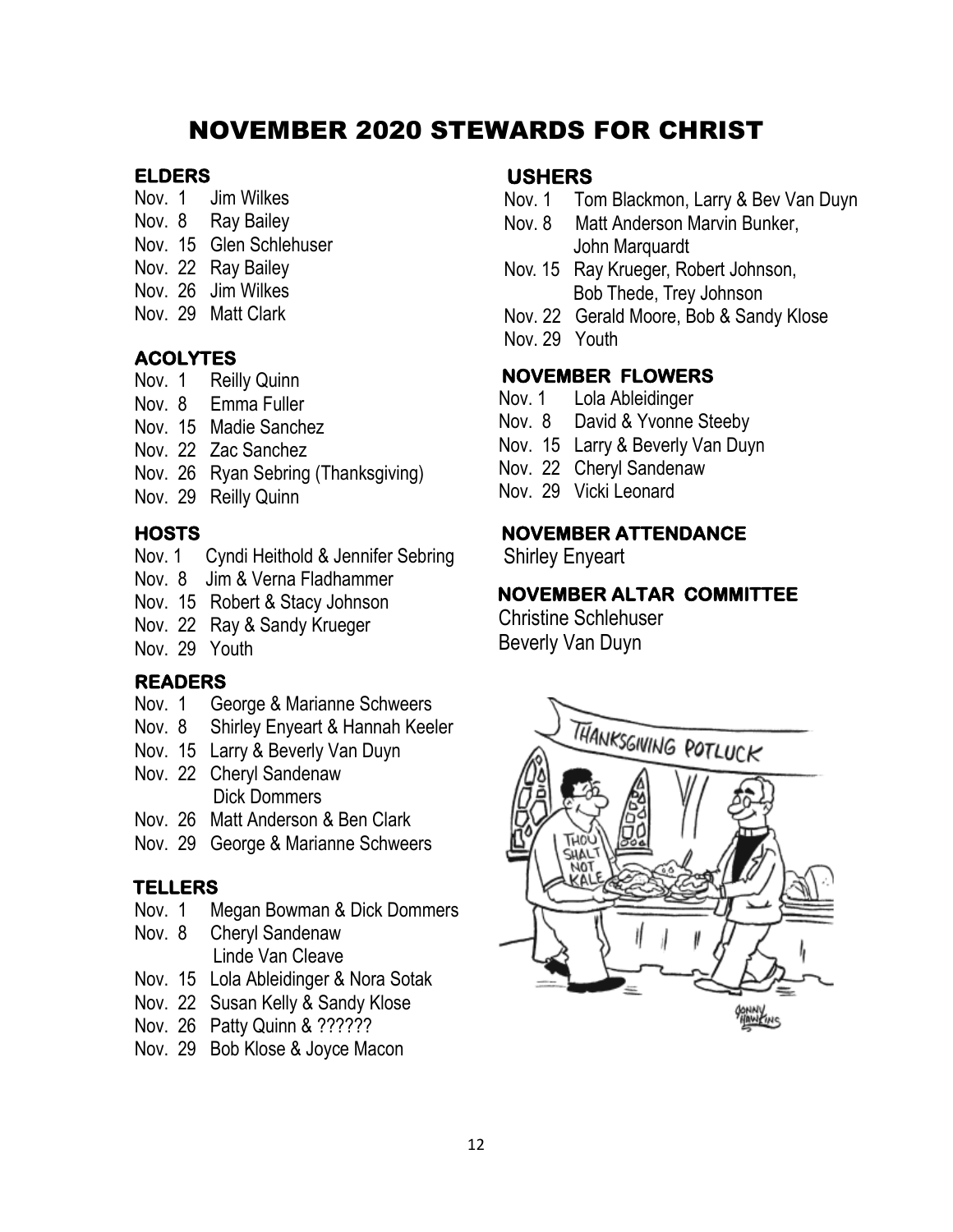# NOVEMBER 2020 STEWARDS FOR CHRIST

### ELDERS

Nov. 1 Jim Wilkes
Nov. 8 Ray Bailey
Nov. 15 Glen Schlehuser
Nov. 22 Ray Bailey
Nov. 26 Jim Wilkes
Nov. 29 Matt Clark

### ACOLYTES

Nov. 1 Reilly Quinn
Nov. 8 Emma Fuller
Nov. 15 Madie Sanchez
Nov. 22 Zac Sanchez
Nov. 26 Ryan Sebring (Thanksgiving)
Nov. 29 Reilly Quinn

### HOSTS

Nov. 1 Cyndi Heithold & Jennifer Sebring
Nov. 8 Jim & Verna Fladhammer
Nov. 15 Robert & Stacy Johnson
Nov. 22 Ray & Sandy Krueger
Nov. 29 Youth

### READERS

Nov. 1 George & Marianne Schweers
Nov. 8 Shirley Enyeart & Hannah Keeler
Nov. 15 Larry & Beverly Van Duyn
Nov. 22 Cheryl Sandenaw
Dick Dommers
Nov. 26 Matt Anderson & Ben Clark
Nov. 29 George & Marianne Schweers

### TELLERS

Nov. 1 Megan Bowman & Dick Dommers
Nov. 8 Cheryl Sandenaw
Linde Van Cleave
Nov. 15 Lola Ableidinger & Nora Sotak
Nov. 22 Susan Kelly & Sandy Klose
Nov. 26 Patty Quinn & ??????
Nov. 29 Bob Klose & Joyce Macon

### USHERS

Nov. 1 Tom Blackmon, Larry & Bev Van Duyn
Nov. 8 Matt Anderson Marvin Bunker,
John Marquardt
Nov. 15 Ray Krueger, Robert Johnson,
Bob Thede, Trey Johnson
Nov. 22 Gerald Moore, Bob & Sandy Klose
Nov. 29 Youth

### NOVEMBER FLOWERS

Nov. 1 Lola Ableidinger
Nov. 8 David & Yvonne Steeby
Nov. 15 Larry & Beverly Van Duyn
Nov. 22 Cheryl Sandenaw
Nov. 29 Vicki Leonard

### NOVEMBER ATTENDANCE

Shirley Enyeart

### NOVEMBER ALTAR COMMITTEE

Christine Schlehuser
Beverly Van Duyn